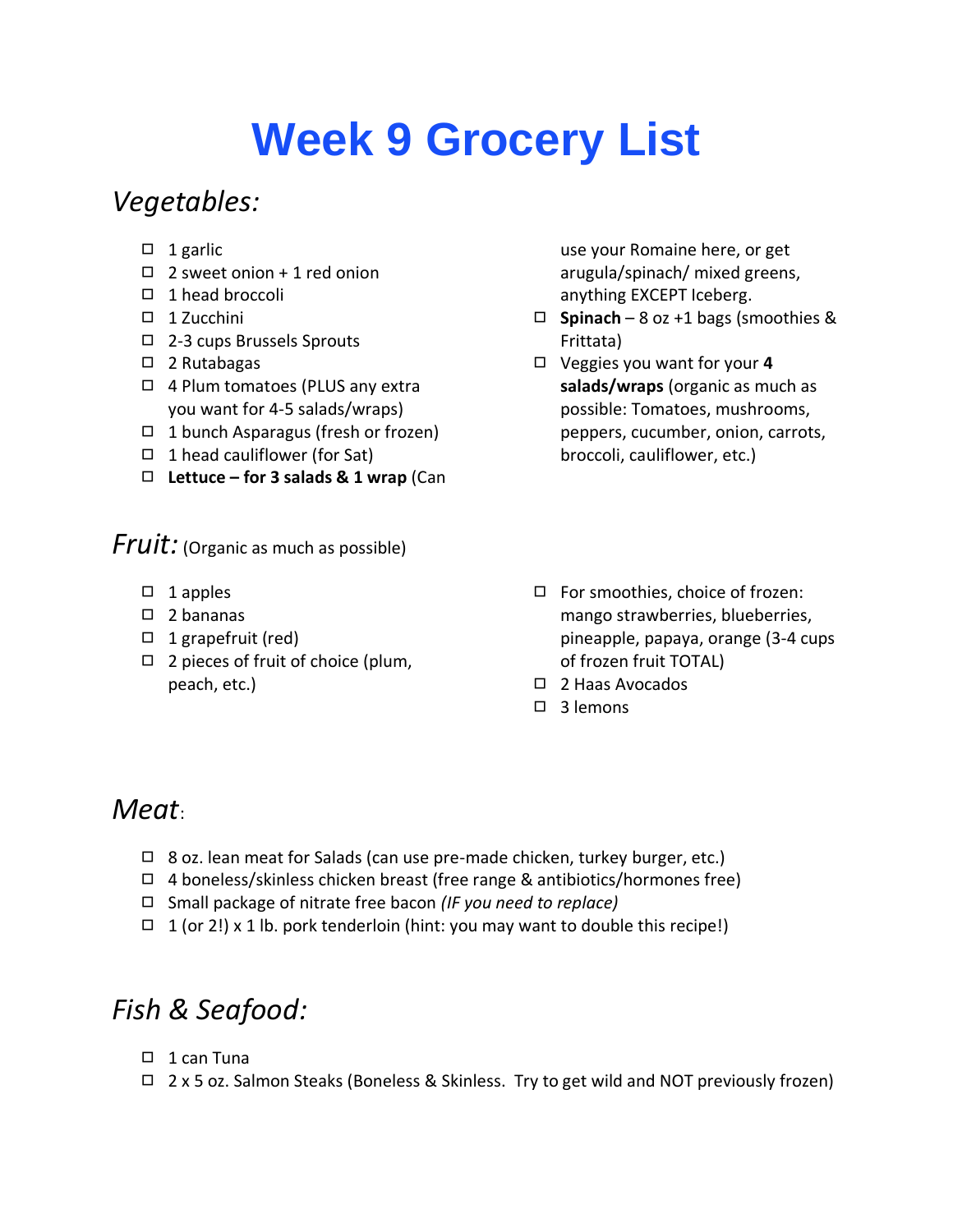# Week 9 Grocery List

## *Vegetables:*

- ☐ 1 garlic
- ☐ 2 sweet onion + 1 red onion
- ☐ 1 head broccoli
- ☐ 1 Zucchini
- ☐ 2-3 cups Brussels Sprouts
- ☐ 2 Rutabagas
- ☐ 4 Plum tomatoes (PLUS any extra you want for 4-5 salads/wraps)
- ☐ 1 bunch Asparagus (fresh or frozen)
- ☐ 1 head cauliflower (for Sat)
- ☐ **Lettuce – for 3 salads & 1 wrap** (Can use your Romaine here, or get arugula/spinach/ mixed greens, anything EXCEPT Iceberg.
- ☐ **Spinach** – 8 oz +1 bags (smoothies & Frittata)
- ☐ Veggies you want for your **4 salads/wraps** (organic as much as possible: Tomatoes, mushrooms, peppers, cucumber, onion, carrots, broccoli, cauliflower, etc.)

## *Fruit:* (Organic as much as possible)

- ☐ 1 apples
- ☐ 2 bananas
- ☐ 1 grapefruit (red)
- ☐ 2 pieces of fruit of choice (plum, peach, etc.)
- ☐ For smoothies, choice of frozen: mango strawberries, blueberries, pineapple, papaya, orange (3-4 cups of frozen fruit TOTAL)
- ☐ 2 Haas Avocados
- ☐ 3 lemons

## *Meat*:

- ☐ 8 oz. lean meat for Salads (can use pre-made chicken, turkey burger, etc.)
- ☐ 4 boneless/skinless chicken breast (free range & antibiotics/hormones free)
- ☐ Small package of nitrate free bacon *(IF you need to replace)*
- ☐ 1 (or 2!) x 1 lb. pork tenderloin (hint: you may want to double this recipe!)

## *Fish & Seafood:*

- ☐ 1 can Tuna
- ☐ 2 x 5 oz. Salmon Steaks (Boneless & Skinless. Try to get wild and NOT previously frozen)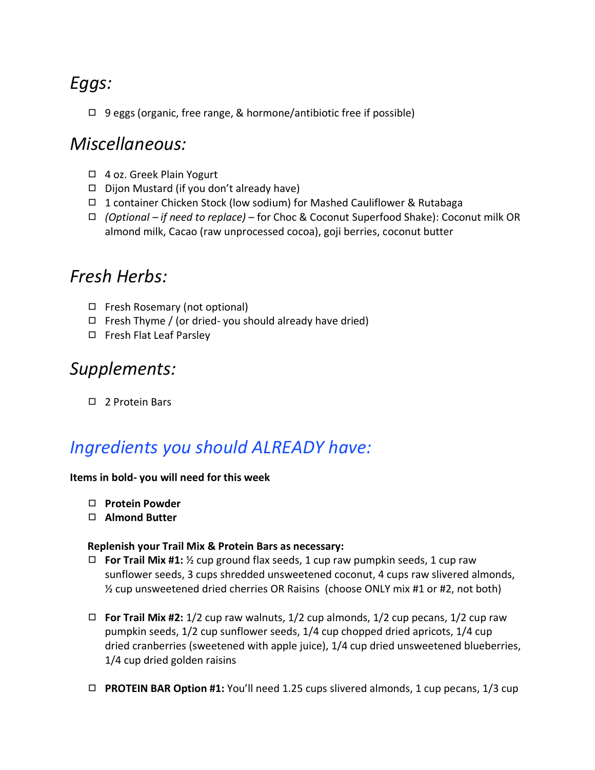## *Eggs:*

- ☐ 9 eggs (organic, free range, & hormone/antibiotic free if possible)

## *Miscellaneous:*

- ☐ 4 oz. Greek Plain Yogurt
- ☐ Dijon Mustard (if you don't already have)
- ☐ 1 container Chicken Stock (low sodium) for Mashed Cauliflower & Rutabaga
- ☐ *(Optional – if need to replace)* – for Choc & Coconut Superfood Shake): Coconut milk OR almond milk, Cacao (raw unprocessed cocoa), goji berries, coconut butter

## *Fresh Herbs:*

- ☐ Fresh Rosemary (not optional)
- ☐ Fresh Thyme / (or dried- you should already have dried)
- ☐ Fresh Flat Leaf Parsley

## *Supplements:*

- ☐ 2 Protein Bars

## *Ingredients you should ALREADY have:*

**Items in bold- you will need for this week**

- ☐ **Protein Powder**
- ☐ **Almond Butter**

**Replenish your Trail Mix & Protein Bars as necessary:**

- ☐ **For Trail Mix #1:** ½ cup ground flax seeds, 1 cup raw pumpkin seeds, 1 cup raw sunflower seeds, 3 cups shredded unsweetened coconut, 4 cups raw slivered almonds, ½ cup unsweetened dried cherries OR Raisins (choose ONLY mix #1 or #2, not both)

- ☐ **For Trail Mix #2:** 1/2 cup raw walnuts, 1/2 cup almonds, 1/2 cup pecans, 1/2 cup raw pumpkin seeds, 1/2 cup sunflower seeds, 1/4 cup chopped dried apricots, 1/4 cup dried cranberries (sweetened with apple juice), 1/4 cup dried unsweetened blueberries, 1/4 cup dried golden raisins

- ☐ **PROTEIN BAR Option #1:** You'll need 1.25 cups slivered almonds, 1 cup pecans, 1/3 cup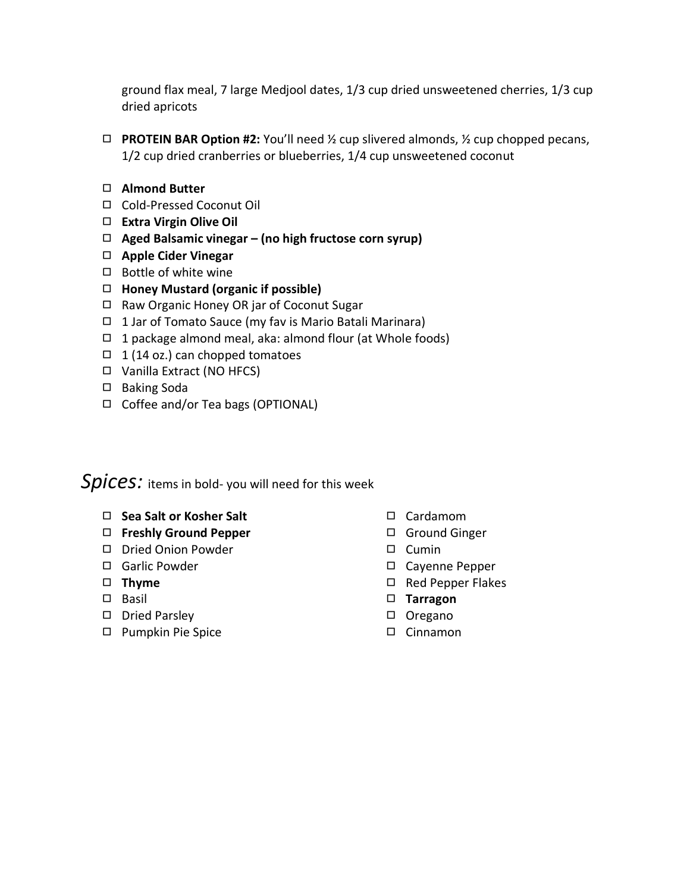ground flax meal, 7 large Medjool dates, 1/3 cup dried unsweetened cherries, 1/3 cup dried apricots

- ☐ **PROTEIN BAR Option #2:** You'll need ½ cup slivered almonds, ½ cup chopped pecans, 1/2 cup dried cranberries or blueberries, 1/4 cup unsweetened coconut

- ☐ **Almond Butter**
- ☐ Cold-Pressed Coconut Oil
- ☐ **Extra Virgin Olive Oil**
- ☐ **Aged Balsamic vinegar – (no high fructose corn syrup)**
- ☐ **Apple Cider Vinegar**
- ☐ Bottle of white wine
- ☐ **Honey Mustard (organic if possible)**
- ☐ Raw Organic Honey OR jar of Coconut Sugar
- ☐ 1 Jar of Tomato Sauce (my fav is Mario Batali Marinara)
- ☐ 1 package almond meal, aka: almond flour (at Whole foods)
- ☐ 1 (14 oz.) can chopped tomatoes
- ☐ Vanilla Extract (NO HFCS)
- ☐ Baking Soda
- ☐ Coffee and/or Tea bags (OPTIONAL)

## *Spices:* items in bold- you will need for this week

- ☐ **Sea Salt or Kosher Salt**
- ☐ **Freshly Ground Pepper**
- ☐ Dried Onion Powder
- ☐ Garlic Powder
- ☐ **Thyme**
- ☐ Basil
- ☐ Dried Parsley
- ☐ Pumpkin Pie Spice
- ☐ Cardamom
- ☐ Ground Ginger
- ☐ Cumin
- ☐ Cayenne Pepper
- ☐ Red Pepper Flakes
- ☐ **Tarragon**
- ☐ Oregano
- ☐ Cinnamon